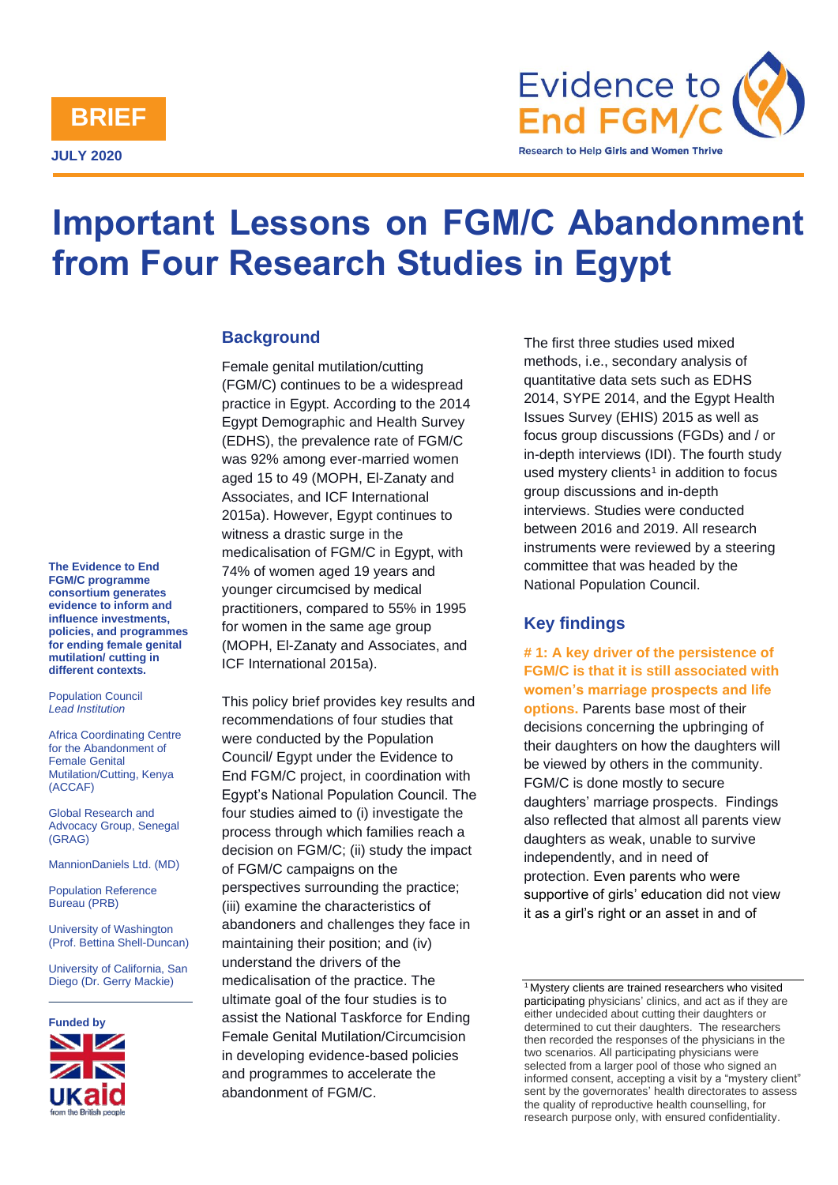BRIEF

JULY 2020

Evidence to End FGM/C

Research to Help Girls and Women Thrive

# Important Lessons on FGM/C Abandonment from Four Research Studies in Egypt

**The Evidence to End FGM/C programme consortium generates evidence to inform and influence investments, policies, and programmes for ending female genital mutilation/ cutting in different contexts.**

Population Council
*Lead Institution*

Africa Coordinating Centre for the Abandonment of Female Genital Mutilation/Cutting, Kenya (ACCAF)

Global Research and Advocacy Group, Senegal (GRAG)

MannionDaniels Ltd. (MD)

Population Reference Bureau (PRB)

University of Washington (Prof. Bettina Shell-Duncan)

University of California, San Diego (Dr. Gerry Mackie)

**Funded by**

UKaid from the British people

## Background

Female genital mutilation/cutting (FGM/C) continues to be a widespread practice in Egypt. According to the 2014 Egypt Demographic and Health Survey (EDHS), the prevalence rate of FGM/C was 92% among ever-married women aged 15 to 49 (MOPH, El-Zanaty and Associates, and ICF International 2015a). However, Egypt continues to witness a drastic surge in the medicalisation of FGM/C in Egypt, with 74% of women aged 19 years and younger circumcised by medical practitioners, compared to 55% in 1995 for women in the same age group (MOPH, El-Zanaty and Associates, and ICF International 2015a).

This policy brief provides key results and recommendations of four studies that were conducted by the Population Council/ Egypt under the Evidence to End FGM/C project, in coordination with Egypt's National Population Council. The four studies aimed to (i) investigate the process through which families reach a decision on FGM/C; (ii) study the impact of FGM/C campaigns on the perspectives surrounding the practice; (iii) examine the characteristics of abandoners and challenges they face in maintaining their position; and (iv) understand the drivers of the medicalisation of the practice. The ultimate goal of the four studies is to assist the National Taskforce for Ending Female Genital Mutilation/Circumcision in developing evidence-based policies and programmes to accelerate the abandonment of FGM/C.

The first three studies used mixed methods, i.e., secondary analysis of quantitative data sets such as EDHS 2014, SYPE 2014, and the Egypt Health Issues Survey (EHIS) 2015 as well as focus group discussions (FGDs) and / or in-depth interviews (IDI). The fourth study used mystery clients[1] in addition to focus group discussions and in-depth interviews. Studies were conducted between 2016 and 2019. All research instruments were reviewed by a steering committee that was headed by the National Population Council.

## Key findings

**# 1: A key driver of the persistence of FGM/C is that it is still associated with women's marriage prospects and life options.** Parents base most of their decisions concerning the upbringing of their daughters on how the daughters will be viewed by others in the community. FGM/C is done mostly to secure daughters' marriage prospects. Findings also reflected that almost all parents view daughters as weak, unable to survive independently, and in need of protection. Even parents who were supportive of girls' education did not view it as a girl's right or an asset in and of

[1] Mystery clients are trained researchers who visited participating physicians' clinics, and act as if they are either undecided about cutting their daughters or determined to cut their daughters. The researchers then recorded the responses of the physicians in the two scenarios. All participating physicians were selected from a larger pool of those who signed an informed consent, accepting a visit by a "mystery client" sent by the governorates' health directorates to assess the quality of reproductive health counselling, for research purpose only, with ensured confidentiality.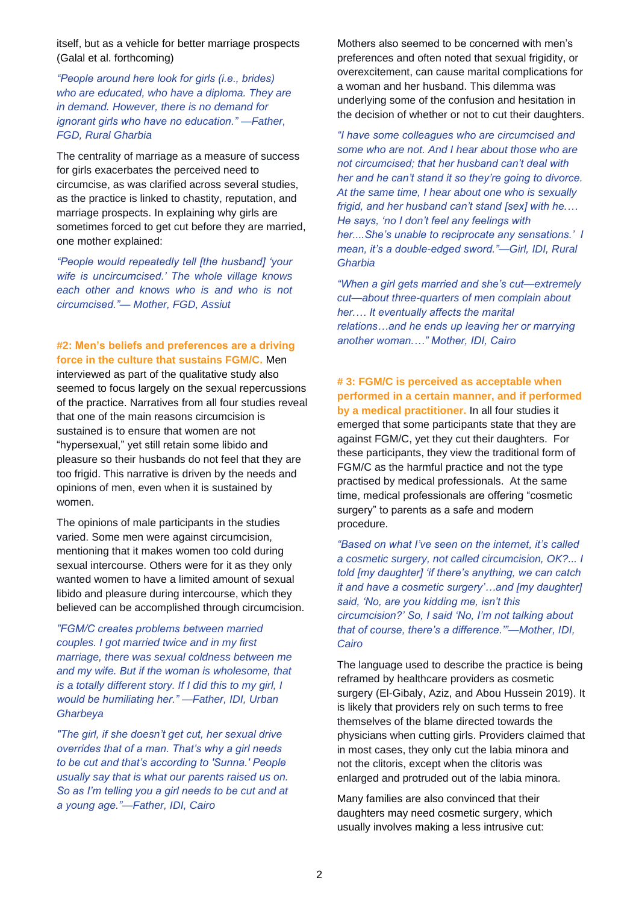itself, but as a vehicle for better marriage prospects (Galal et al. forthcoming)

*"People around here look for girls (i.e., brides) who are educated, who have a diploma. They are in demand. However, there is no demand for ignorant girls who have no education." —Father, FGD, Rural Gharbia*

The centrality of marriage as a measure of success for girls exacerbates the perceived need to circumcise, as was clarified across several studies, as the practice is linked to chastity, reputation, and marriage prospects. In explaining why girls are sometimes forced to get cut before they are married, one mother explained:

*"People would repeatedly tell [the husband] 'your wife is uncircumcised.' The whole village knows each other and knows who is and who is not circumcised."— Mother, FGD, Assiut*

**#2: Men's beliefs and preferences are a driving force in the culture that sustains FGM/C.** Men interviewed as part of the qualitative study also seemed to focus largely on the sexual repercussions of the practice. Narratives from all four studies reveal that one of the main reasons circumcision is sustained is to ensure that women are not "hypersexual," yet still retain some libido and pleasure so their husbands do not feel that they are too frigid. This narrative is driven by the needs and opinions of men, even when it is sustained by women.

The opinions of male participants in the studies varied. Some men were against circumcision, mentioning that it makes women too cold during sexual intercourse. Others were for it as they only wanted women to have a limited amount of sexual libido and pleasure during intercourse, which they believed can be accomplished through circumcision.

*"FGM/C creates problems between married couples. I got married twice and in my first marriage, there was sexual coldness between me and my wife. But if the woman is wholesome, that is a totally different story. If I did this to my girl, I would be humiliating her." —Father, IDI, Urban Gharbeya*

*"The girl, if she doesn't get cut, her sexual drive overrides that of a man. That's why a girl needs to be cut and that's according to 'Sunna.' People usually say that is what our parents raised us on. So as I'm telling you a girl needs to be cut and at a young age."—Father, IDI, Cairo*

Mothers also seemed to be concerned with men's preferences and often noted that sexual frigidity, or overexcitement, can cause marital complications for a woman and her husband. This dilemma was underlying some of the confusion and hesitation in the decision of whether or not to cut their daughters.

*"I have some colleagues who are circumcised and some who are not. And I hear about those who are not circumcised; that her husband can't deal with her and he can't stand it so they're going to divorce. At the same time, I hear about one who is sexually frigid, and her husband can't stand [sex] with he…. He says, 'no I don't feel any feelings with her....She's unable to reciprocate any sensations.' I mean, it's a double-edged sword."—Girl, IDI, Rural Gharbia*

*"When a girl gets married and she's cut—extremely cut—about three-quarters of men complain about her…. It eventually affects the marital relations…and he ends up leaving her or marrying another woman…." Mother, IDI, Cairo*

**# 3: FGM/C is perceived as acceptable when performed in a certain manner, and if performed by a medical practitioner.** In all four studies it emerged that some participants state that they are against FGM/C, yet they cut their daughters. For these participants, they view the traditional form of FGM/C as the harmful practice and not the type practised by medical professionals. At the same time, medical professionals are offering "cosmetic surgery" to parents as a safe and modern procedure.

*"Based on what I've seen on the internet, it's called a cosmetic surgery, not called circumcision, OK?... I told [my daughter] 'if there's anything, we can catch it and have a cosmetic surgery'…and [my daughter] said, 'No, are you kidding me, isn't this circumcision?' So, I said 'No, I'm not talking about that of course, there's a difference.'"—Mother, IDI, Cairo*

The language used to describe the practice is being reframed by healthcare providers as cosmetic surgery (El-Gibaly, Aziz, and Abou Hussein 2019). It is likely that providers rely on such terms to free themselves of the blame directed towards the physicians when cutting girls. Providers claimed that in most cases, they only cut the labia minora and not the clitoris, except when the clitoris was enlarged and protruded out of the labia minora.

Many families are also convinced that their daughters may need cosmetic surgery, which usually involves making a less intrusive cut: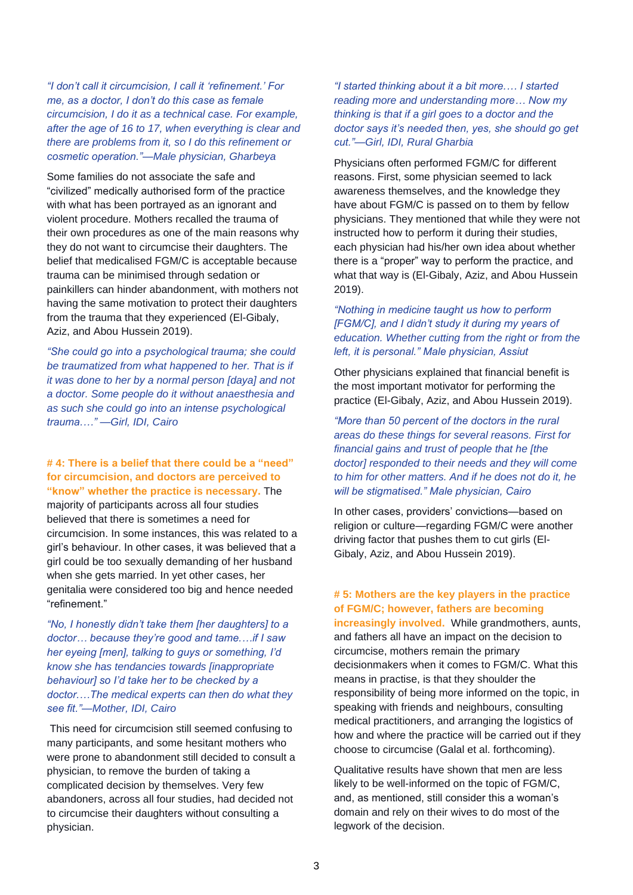*"I don't call it circumcision, I call it 'refinement.' For me, as a doctor, I don't do this case as female circumcision, I do it as a technical case. For example, after the age of 16 to 17, when everything is clear and there are problems from it, so I do this refinement or cosmetic operation."—Male physician, Gharbeya*

Some families do not associate the safe and "civilized" medically authorised form of the practice with what has been portrayed as an ignorant and violent procedure. Mothers recalled the trauma of their own procedures as one of the main reasons why they do not want to circumcise their daughters. The belief that medicalised FGM/C is acceptable because trauma can be minimised through sedation or painkillers can hinder abandonment, with mothers not having the same motivation to protect their daughters from the trauma that they experienced (El-Gibaly, Aziz, and Abou Hussein 2019).

*"She could go into a psychological trauma; she could be traumatized from what happened to her. That is if it was done to her by a normal person [daya] and not a doctor. Some people do it without anaesthesia and as such she could go into an intense psychological trauma…." —Girl, IDI, Cairo*

**# 4: There is a belief that there could be a "need" for circumcision, and doctors are perceived to "know" whether the practice is necessary.** The majority of participants across all four studies believed that there is sometimes a need for circumcision. In some instances, this was related to a girl's behaviour. In other cases, it was believed that a girl could be too sexually demanding of her husband when she gets married. In yet other cases, her genitalia were considered too big and hence needed "refinement."

*"No, I honestly didn't take them [her daughters] to a doctor… because they're good and tame….if I saw her eyeing [men], talking to guys or something, I'd know she has tendancies towards [inappropriate behaviour] so I'd take her to be checked by a doctor.…The medical experts can then do what they see fit."—Mother, IDI, Cairo*

This need for circumcision still seemed confusing to many participants, and some hesitant mothers who were prone to abandonment still decided to consult a physician, to remove the burden of taking a complicated decision by themselves. Very few abandoners, across all four studies, had decided not to circumcise their daughters without consulting a physician.

*"I started thinking about it a bit more.… I started reading more and understanding more… Now my thinking is that if a girl goes to a doctor and the doctor says it's needed then, yes, she should go get cut."—Girl, IDI, Rural Gharbia*

Physicians often performed FGM/C for different reasons. First, some physician seemed to lack awareness themselves, and the knowledge they have about FGM/C is passed on to them by fellow physicians. They mentioned that while they were not instructed how to perform it during their studies, each physician had his/her own idea about whether there is a "proper" way to perform the practice, and what that way is (El-Gibaly, Aziz, and Abou Hussein 2019).

*"Nothing in medicine taught us how to perform [FGM/C], and I didn't study it during my years of education. Whether cutting from the right or from the left, it is personal." Male physician, Assiut*

Other physicians explained that financial benefit is the most important motivator for performing the practice (El-Gibaly, Aziz, and Abou Hussein 2019).

*"More than 50 percent of the doctors in the rural areas do these things for several reasons. First for financial gains and trust of people that he [the doctor] responded to their needs and they will come to him for other matters. And if he does not do it, he will be stigmatised." Male physician, Cairo*

In other cases, providers' convictions—based on religion or culture—regarding FGM/C were another driving factor that pushes them to cut girls (El-Gibaly, Aziz, and Abou Hussein 2019).

**# 5: Mothers are the key players in the practice of FGM/C; however, fathers are becoming increasingly involved.** While grandmothers, aunts, and fathers all have an impact on the decision to circumcise, mothers remain the primary decisionmakers when it comes to FGM/C. What this means in practise, is that they shoulder the responsibility of being more informed on the topic, in speaking with friends and neighbours, consulting medical practitioners, and arranging the logistics of how and where the practice will be carried out if they choose to circumcise (Galal et al. forthcoming).

Qualitative results have shown that men are less likely to be well-informed on the topic of FGM/C, and, as mentioned, still consider this a woman's domain and rely on their wives to do most of the legwork of the decision.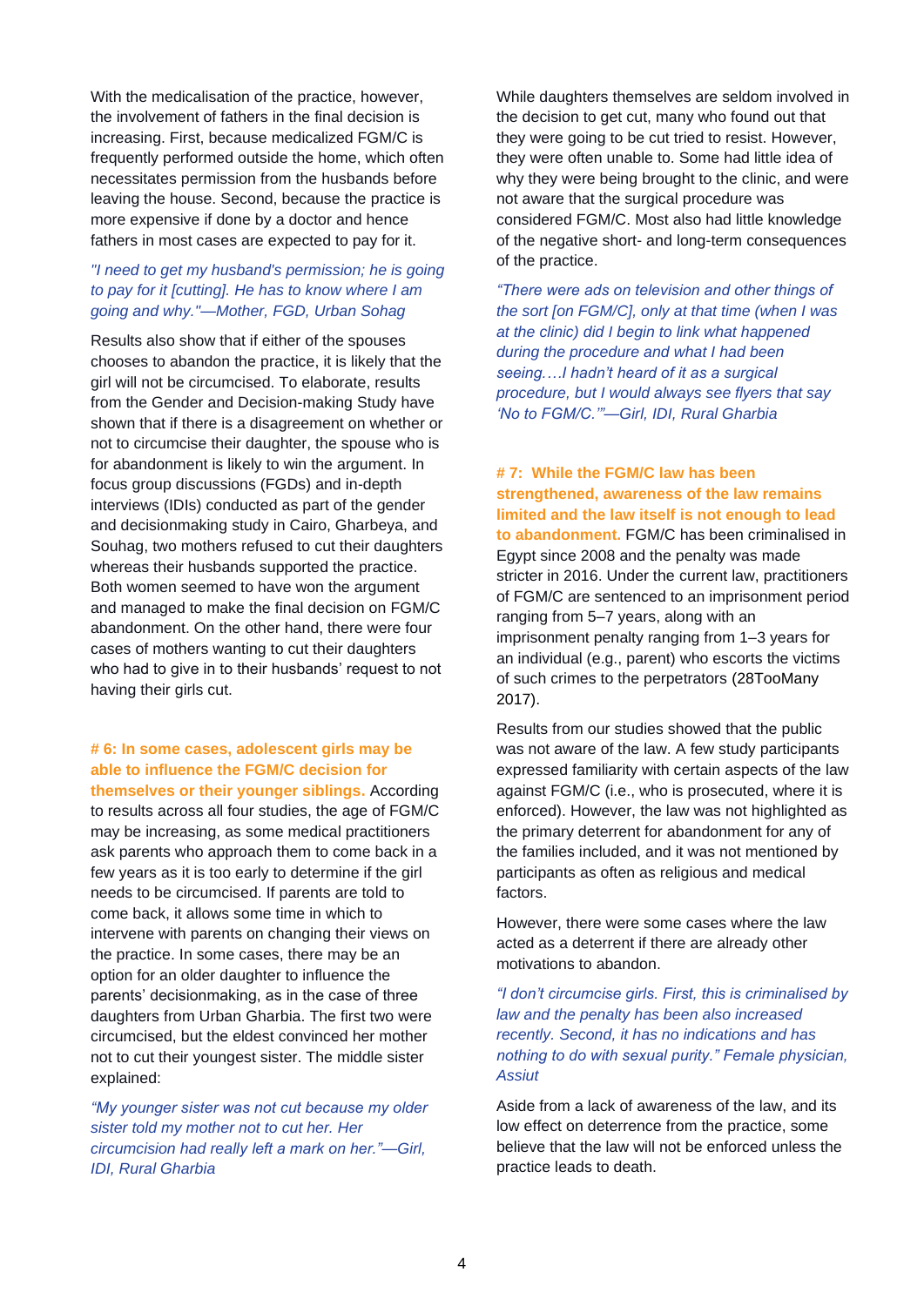With the medicalisation of the practice, however, the involvement of fathers in the final decision is increasing. First, because medicalized FGM/C is frequently performed outside the home, which often necessitates permission from the husbands before leaving the house. Second, because the practice is more expensive if done by a doctor and hence fathers in most cases are expected to pay for it.

*"I need to get my husband's permission; he is going to pay for it [cutting]. He has to know where I am going and why."—Mother, FGD, Urban Sohag*

Results also show that if either of the spouses chooses to abandon the practice, it is likely that the girl will not be circumcised. To elaborate, results from the Gender and Decision-making Study have shown that if there is a disagreement on whether or not to circumcise their daughter, the spouse who is for abandonment is likely to win the argument. In focus group discussions (FGDs) and in-depth interviews (IDIs) conducted as part of the gender and decisionmaking study in Cairo, Gharbeya, and Souhag, two mothers refused to cut their daughters whereas their husbands supported the practice. Both women seemed to have won the argument and managed to make the final decision on FGM/C abandonment. On the other hand, there were four cases of mothers wanting to cut their daughters who had to give in to their husbands' request to not having their girls cut.

**# 6: In some cases, adolescent girls may be able to influence the FGM/C decision for themselves or their younger siblings.** According to results across all four studies, the age of FGM/C may be increasing, as some medical practitioners ask parents who approach them to come back in a few years as it is too early to determine if the girl needs to be circumcised. If parents are told to come back, it allows some time in which to intervene with parents on changing their views on the practice. In some cases, there may be an option for an older daughter to influence the parents' decisionmaking, as in the case of three daughters from Urban Gharbia. The first two were circumcised, but the eldest convinced her mother not to cut their youngest sister. The middle sister explained:

*"My younger sister was not cut because my older sister told my mother not to cut her. Her circumcision had really left a mark on her."—Girl, IDI, Rural Gharbia*

While daughters themselves are seldom involved in the decision to get cut, many who found out that they were going to be cut tried to resist. However, they were often unable to. Some had little idea of why they were being brought to the clinic, and were not aware that the surgical procedure was considered FGM/C. Most also had little knowledge of the negative short- and long-term consequences of the practice.

*"There were ads on television and other things of the sort [on FGM/C], only at that time (when I was at the clinic) did I begin to link what happened during the procedure and what I had been seeing.…I hadn't heard of it as a surgical procedure, but I would always see flyers that say 'No to FGM/C.'"—Girl, IDI, Rural Gharbia*

**# 7: While the FGM/C law has been strengthened, awareness of the law remains limited and the law itself is not enough to lead to abandonment.** FGM/C has been criminalised in Egypt since 2008 and the penalty was made stricter in 2016. Under the current law, practitioners of FGM/C are sentenced to an imprisonment period ranging from 5–7 years, along with an imprisonment penalty ranging from 1–3 years for an individual (e.g., parent) who escorts the victims of such crimes to the perpetrators (28TooMany 2017).

Results from our studies showed that the public was not aware of the law. A few study participants expressed familiarity with certain aspects of the law against FGM/C (i.e., who is prosecuted, where it is enforced). However, the law was not highlighted as the primary deterrent for abandonment for any of the families included, and it was not mentioned by participants as often as religious and medical factors.

However, there were some cases where the law acted as a deterrent if there are already other motivations to abandon.

*"I don't circumcise girls. First, this is criminalised by law and the penalty has been also increased recently. Second, it has no indications and has nothing to do with sexual purity." Female physician, Assiut*

Aside from a lack of awareness of the law, and its low effect on deterrence from the practice, some believe that the law will not be enforced unless the practice leads to death.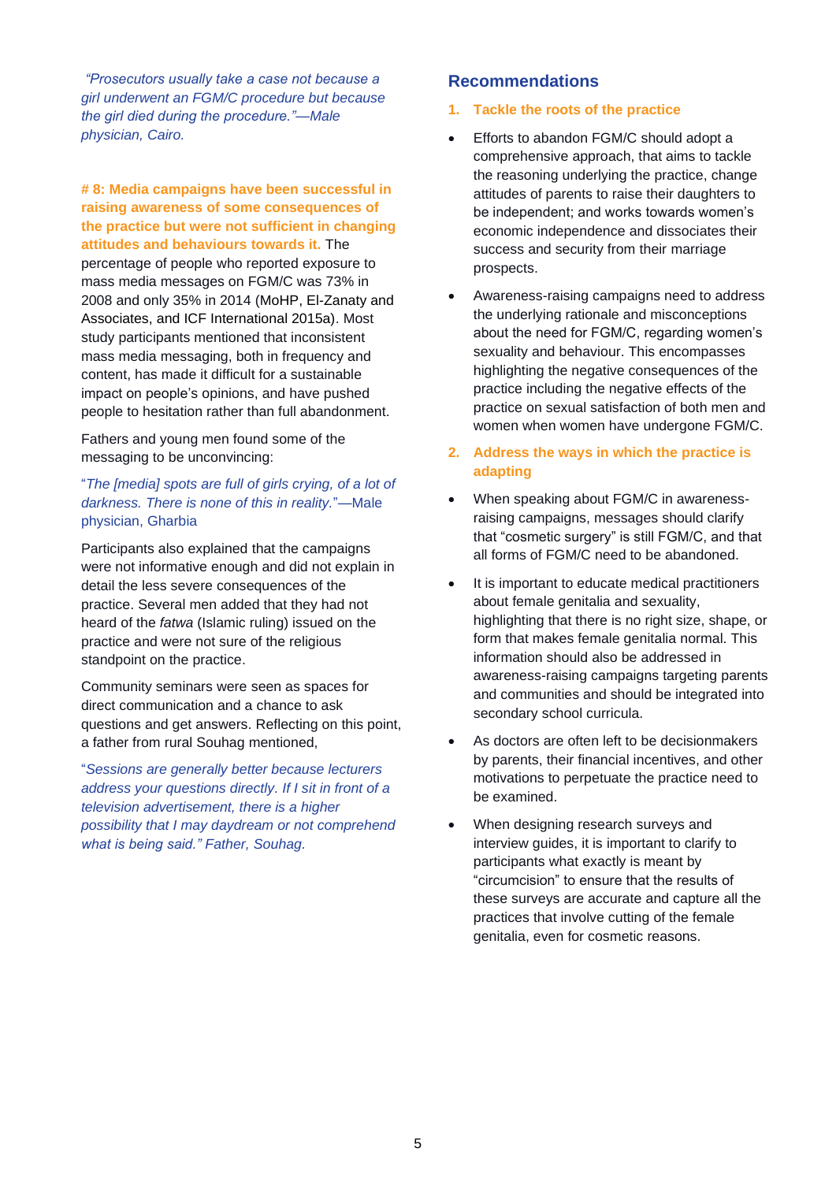*"Prosecutors usually take a case not because a girl underwent an FGM/C procedure but because the girl died during the procedure."—Male physician, Cairo.*

**# 8: Media campaigns have been successful in raising awareness of some consequences of the practice but were not sufficient in changing attitudes and behaviours towards it.** The percentage of people who reported exposure to mass media messages on FGM/C was 73% in 2008 and only 35% in 2014 (MoHP, El-Zanaty and Associates, and ICF International 2015a). Most study participants mentioned that inconsistent mass media messaging, both in frequency and content, has made it difficult for a sustainable impact on people's opinions, and have pushed people to hesitation rather than full abandonment.

Fathers and young men found some of the messaging to be unconvincing:

"*The [media] spots are full of girls crying, of a lot of darkness. There is none of this in reality.*"—Male physician, Gharbia

Participants also explained that the campaigns were not informative enough and did not explain in detail the less severe consequences of the practice. Several men added that they had not heard of the *fatwa* (Islamic ruling) issued on the practice and were not sure of the religious standpoint on the practice.

Community seminars were seen as spaces for direct communication and a chance to ask questions and get answers. Reflecting on this point, a father from rural Souhag mentioned,

"*Sessions are generally better because lecturers address your questions directly. If I sit in front of a television advertisement, there is a higher possibility that I may daydream or not comprehend what is being said." Father, Souhag.*

## Recommendations

### 1. Tackle the roots of the practice

- Efforts to abandon FGM/C should adopt a comprehensive approach, that aims to tackle the reasoning underlying the practice, change attitudes of parents to raise their daughters to be independent; and works towards women's economic independence and dissociates their success and security from their marriage prospects.
- Awareness-raising campaigns need to address the underlying rationale and misconceptions about the need for FGM/C, regarding women's sexuality and behaviour. This encompasses highlighting the negative consequences of the practice including the negative effects of the practice on sexual satisfaction of both men and women when women have undergone FGM/C.

### 2. Address the ways in which the practice is adapting

- When speaking about FGM/C in awareness-raising campaigns, messages should clarify that "cosmetic surgery" is still FGM/C, and that all forms of FGM/C need to be abandoned.
- It is important to educate medical practitioners about female genitalia and sexuality, highlighting that there is no right size, shape, or form that makes female genitalia normal. This information should also be addressed in awareness-raising campaigns targeting parents and communities and should be integrated into secondary school curricula.
- As doctors are often left to be decisionmakers by parents, their financial incentives, and other motivations to perpetuate the practice need to be examined.
- When designing research surveys and interview guides, it is important to clarify to participants what exactly is meant by "circumcision" to ensure that the results of these surveys are accurate and capture all the practices that involve cutting of the female genitalia, even for cosmetic reasons.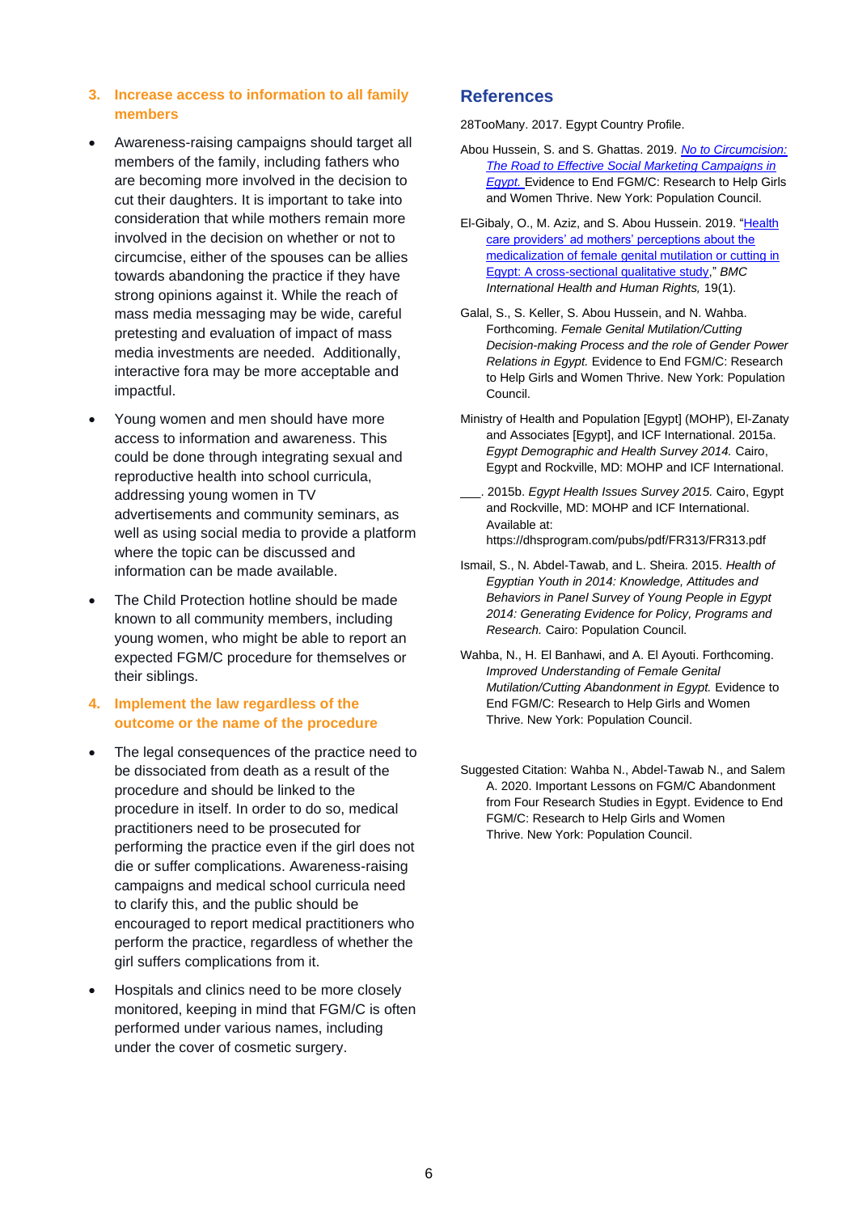### 3. Increase access to information to all family members

- Awareness-raising campaigns should target all members of the family, including fathers who are becoming more involved in the decision to cut their daughters. It is important to take into consideration that while mothers remain more involved in the decision on whether or not to circumcise, either of the spouses can be allies towards abandoning the practice if they have strong opinions against it. While the reach of mass media messaging may be wide, careful pretesting and evaluation of impact of mass media investments are needed. Additionally, interactive fora may be more acceptable and impactful.
- Young women and men should have more access to information and awareness. This could be done through integrating sexual and reproductive health into school curricula, addressing young women in TV advertisements and community seminars, as well as using social media to provide a platform where the topic can be discussed and information can be made available.
- The Child Protection hotline should be made known to all community members, including young women, who might be able to report an expected FGM/C procedure for themselves or their siblings.

### 4. Implement the law regardless of the outcome or the name of the procedure

- The legal consequences of the practice need to be dissociated from death as a result of the procedure and should be linked to the procedure in itself. In order to do so, medical practitioners need to be prosecuted for performing the practice even if the girl does not die or suffer complications. Awareness-raising campaigns and medical school curricula need to clarify this, and the public should be encouraged to report medical practitioners who perform the practice, regardless of whether the girl suffers complications from it.
- Hospitals and clinics need to be more closely monitored, keeping in mind that FGM/C is often performed under various names, including under the cover of cosmetic surgery.

## References

28TooMany. 2017. Egypt Country Profile.

Abou Hussein, S. and S. Ghattas. 2019. *No to Circumcision: The Road to Effective Social Marketing Campaigns in Egypt.* Evidence to End FGM/C: Research to Help Girls and Women Thrive. New York: Population Council.

El-Gibaly, O., M. Aziz, and S. Abou Hussein. 2019. "Health care providers' ad mothers' perceptions about the medicalization of female genital mutilation or cutting in Egypt: A cross-sectional qualitative study," *BMC International Health and Human Rights,* 19(1).

Galal, S., S. Keller, S. Abou Hussein, and N. Wahba. Forthcoming. *Female Genital Mutilation/Cutting Decision-making Process and the role of Gender Power Relations in Egypt.* Evidence to End FGM/C: Research to Help Girls and Women Thrive. New York: Population Council.

Ministry of Health and Population [Egypt] (MOHP), El-Zanaty and Associates [Egypt], and ICF International. 2015a. *Egypt Demographic and Health Survey 2014.* Cairo, Egypt and Rockville, MD: MOHP and ICF International.

___. 2015b. *Egypt Health Issues Survey 2015.* Cairo, Egypt and Rockville, MD: MOHP and ICF International. Available at: https://dhsprogram.com/pubs/pdf/FR313/FR313.pdf

Ismail, S., N. Abdel-Tawab, and L. Sheira. 2015. *Health of Egyptian Youth in 2014: Knowledge, Attitudes and Behaviors in Panel Survey of Young People in Egypt 2014: Generating Evidence for Policy, Programs and Research.* Cairo: Population Council.

Wahba, N., H. El Banhawi, and A. El Ayouti. Forthcoming. *Improved Understanding of Female Genital Mutilation/Cutting Abandonment in Egypt.* Evidence to End FGM/C: Research to Help Girls and Women Thrive. New York: Population Council.

Suggested Citation: Wahba N., Abdel-Tawab N., and Salem A. 2020. Important Lessons on FGM/C Abandonment from Four Research Studies in Egypt. Evidence to End FGM/C: Research to Help Girls and Women Thrive. New York: Population Council.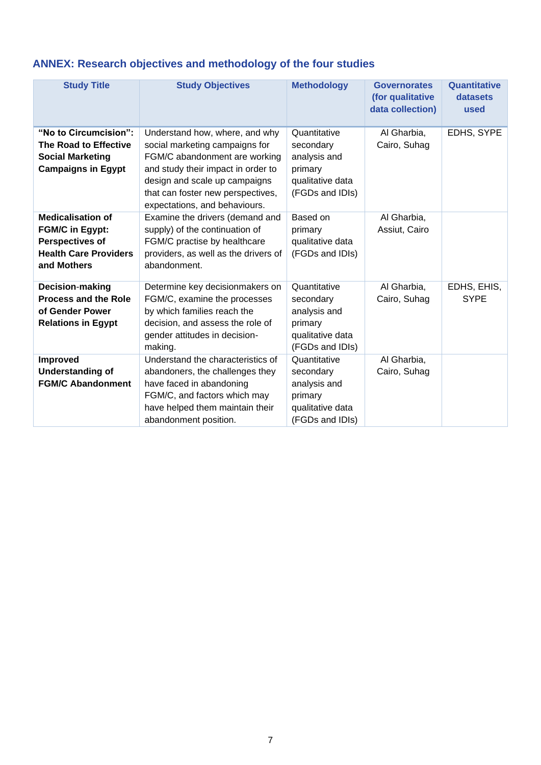## ANNEX: Research objectives and methodology of the four studies

| Study Title | Study Objectives | Methodology | Governorates (for qualitative data collection) | Quantitative datasets used |
|---|---|---|---|---|
| **"No to Circumcision": The Road to Effective Social Marketing Campaigns in Egypt** | Understand how, where, and why social marketing campaigns for FGM/C abandonment are working and study their impact in order to design and scale up campaigns that can foster new perspectives, expectations, and behaviours. | Quantitative secondary analysis and primary qualitative data (FGDs and IDIs) | Al Gharbia, Cairo, Suhag | EDHS, SYPE |
| **Medicalisation of FGM/C in Egypt: Perspectives of Health Care Providers and Mothers** | Examine the drivers (demand and supply) of the continuation of FGM/C practise by healthcare providers, as well as the drivers of abandonment. | Based on primary qualitative data (FGDs and IDIs) | Al Gharbia, Assiut, Cairo | |
| **Decision-making Process and the Role of Gender Power Relations in Egypt** | Determine key decisionmakers on FGM/C, examine the processes by which families reach the decision, and assess the role of gender attitudes in decision-making. | Quantitative secondary analysis and primary qualitative data (FGDs and IDIs) | Al Gharbia, Cairo, Suhag | EDHS, EHIS, SYPE |
| **Improved Understanding of FGM/C Abandonment** | Understand the characteristics of abandoners, the challenges they have faced in abandoning FGM/C, and factors which may have helped them maintain their abandonment position. | Quantitative secondary analysis and primary qualitative data (FGDs and IDIs) | Al Gharbia, Cairo, Suhag | |